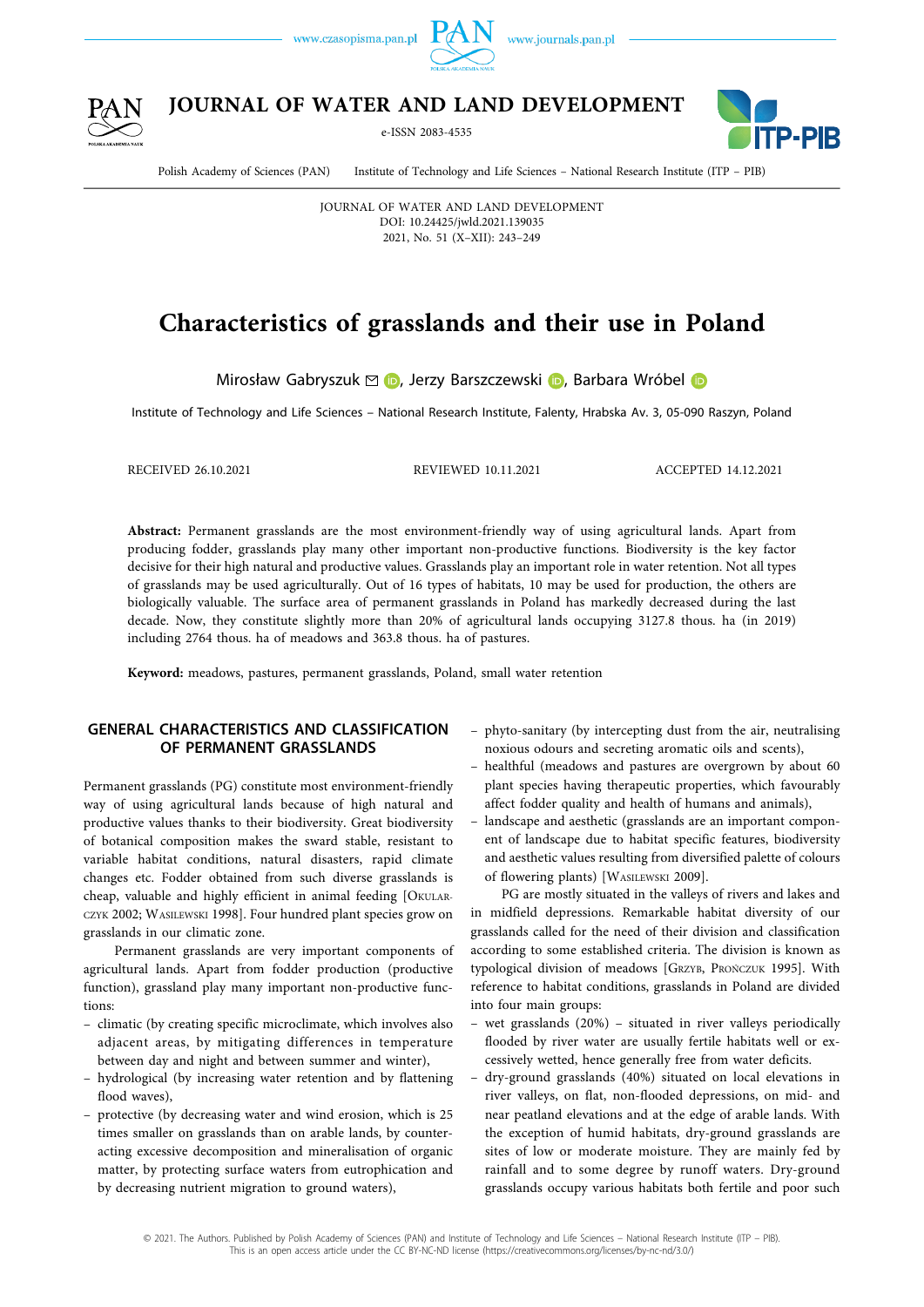# Characteristics of grasslands and their use in Poland

Mirosław Gabryszuk, Jerzy Barszczewski, Barbara Wróbel

Institute of Technology and Life Sciences – National Research Institute, Falenty, Hrabska Av. 3, 05-090 Raszyn, Poland

RECEIVED 26.10.2021 REVIEWED 10.11.2021 ACCEPTED 14.12.2021

**Abstract:** Permanent grasslands are the most environment-friendly way of using agricultural lands. Apart from producing fodder, grasslands play many other important non-productive functions. Biodiversity is the key factor decisive for their high natural and productive values. Grasslands play an important role in water retention. Not all types of grasslands may be used agriculturally. Out of 16 types of habitats, 10 may be used for production, the others are biologically valuable. The surface area of permanent grasslands in Poland has markedly decreased during the last decade. Now, they constitute slightly more than 20% of agricultural lands occupying 3127.8 thous. ha (in 2019) including 2764 thous. ha of meadows and 363.8 thous. ha of pastures.

**Keyword:** meadows, pastures, permanent grasslands, Poland, small water retention

## GENERAL CHARACTERISTICS AND CLASSIFICATION OF PERMANENT GRASSLANDS

Permanent grasslands (PG) constitute most environment-friendly way of using agricultural lands because of high natural and productive values thanks to their biodiversity. Great biodiversity of botanical composition makes the sward stable, resistant to variable habitat conditions, natural disasters, rapid climate changes etc. Fodder obtained from such diverse grasslands is cheap, valuable and highly efficient in animal feeding [Okularczyk 2002; Wasilewski 1998]. Four hundred plant species grow on grasslands in our climatic zone.

Permanent grasslands are very important components of agricultural lands. Apart from fodder production (productive function), grassland play many important non-productive functions:

- climatic (by creating specific microclimate, which involves also adjacent areas, by mitigating differences in temperature between day and night and between summer and winter),
- hydrological (by increasing water retention and by flattening flood waves),
- protective (by decreasing water and wind erosion, which is 25 times smaller on grasslands than on arable lands, by counteracting excessive decomposition and mineralisation of organic matter, by protecting surface waters from eutrophication and by decreasing nutrient migration to ground waters),
- phyto-sanitary (by intercepting dust from the air, neutralising noxious odours and secreting aromatic oils and scents),
- healthful (meadows and pastures are overgrown by about 60 plant species having therapeutic properties, which favourably affect fodder quality and health of humans and animals),
- landscape and aesthetic (grasslands are an important component of landscape due to habitat specific features, biodiversity and aesthetic values resulting from diversified palette of colours of flowering plants) [Wasilewski 2009].

PG are mostly situated in the valleys of rivers and lakes and in midfield depressions. Remarkable habitat diversity of our grasslands called for the need of their division and classification according to some established criteria. The division is known as typological division of meadows [Grzyb, Prończuk 1995]. With reference to habitat conditions, grasslands in Poland are divided into four main groups:

- wet grasslands (20%) – situated in river valleys periodically flooded by river water are usually fertile habitats well or excessively wetted, hence generally free from water deficits.
- dry-ground grasslands (40%) situated on local elevations in river valleys, on flat, non-flooded depressions, on mid- and near peatland elevations and at the edge of arable lands. With the exception of humid habitats, dry-ground grasslands are sites of low or moderate moisture. They are mainly fed by rainfall and to some degree by runoff waters. Dry-ground grasslands occupy various habitats both fertile and poor such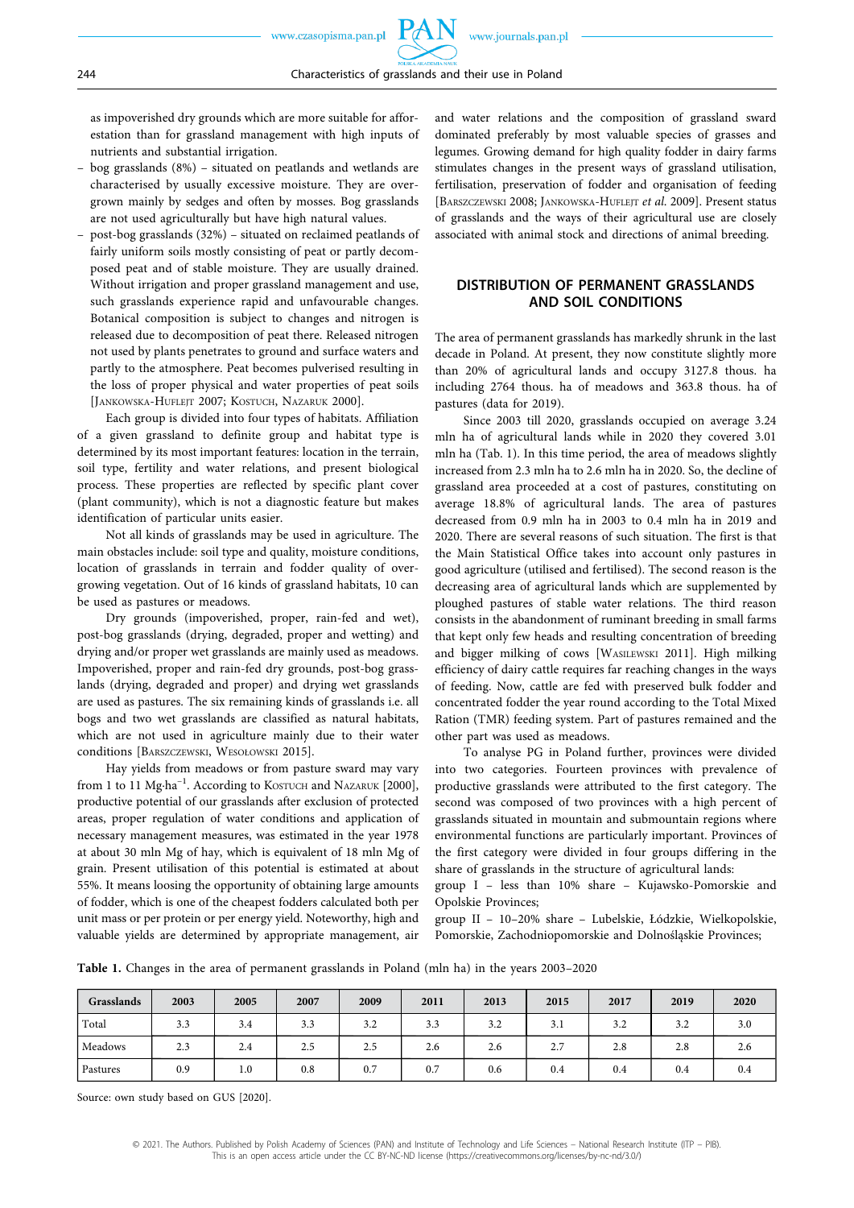as impoverished dry grounds which are more suitable for afforestation than for grassland management with high inputs of nutrients and substantial irrigation.

- bog grasslands (8%) – situated on peatlands and wetlands are characterised by usually excessive moisture. They are overgrown mainly by sedges and often by mosses. Bog grasslands are not used agriculturally but have high natural values.
- post-bog grasslands (32%) – situated on reclaimed peatlands of fairly uniform soils mostly consisting of peat or partly decomposed peat and of stable moisture. They are usually drained. Without irrigation and proper grassland management and use, such grasslands experience rapid and unfavourable changes. Botanical composition is subject to changes and nitrogen is released due to decomposition of peat there. Released nitrogen not used by plants penetrates to ground and surface waters and partly to the atmosphere. Peat becomes pulverised resulting in the loss of proper physical and water properties of peat soils [Jankowska-Huflejt 2007; Kostuch, Nazaruk 2000].

Each group is divided into four types of habitats. Affiliation of a given grassland to definite group and habitat type is determined by its most important features: location in the terrain, soil type, fertility and water relations, and present biological process. These properties are reflected by specific plant cover (plant community), which is not a diagnostic feature but makes identification of particular units easier.

Not all kinds of grasslands may be used in agriculture. The main obstacles include: soil type and quality, moisture conditions, location of grasslands in terrain and fodder quality of overgrowing vegetation. Out of 16 kinds of grassland habitats, 10 can be used as pastures or meadows.

Dry grounds (impoverished, proper, rain-fed and wet), post-bog grasslands (drying, degraded, proper and wetting) and drying and/or proper wet grasslands are mainly used as meadows. Impoverished, proper and rain-fed dry grounds, post-bog grasslands (drying, degraded and proper) and drying wet grasslands are used as pastures. The six remaining kinds of grasslands i.e. all bogs and two wet grasslands are classified as natural habitats, which are not used in agriculture mainly due to their water conditions [Barszczewski, Wesołowski 2015].

Hay yields from meadows or from pasture sward may vary from 1 to 11 Mg·ha$^{-1}$. According to Kostuch and Nazaruk [2000], productive potential of our grasslands after exclusion of protected areas, proper regulation of water conditions and application of necessary management measures, was estimated in the year 1978 at about 30 mln Mg of hay, which is equivalent of 18 mln Mg of grain. Present utilisation of this potential is estimated at about 55%. It means loosing the opportunity of obtaining large amounts of fodder, which is one of the cheapest fodders calculated both per unit mass or per protein or per energy yield. Noteworthy, high and valuable yields are determined by appropriate management, air and water relations and the composition of grassland sward dominated preferably by most valuable species of grasses and legumes. Growing demand for high quality fodder in dairy farms stimulates changes in the present ways of grassland utilisation, fertilisation, preservation of fodder and organisation of feeding [Barszczewski 2008; Jankowska-Huflejt *et al.* 2009]. Present status of grasslands and the ways of their agricultural use are closely associated with animal stock and directions of animal breeding.

## DISTRIBUTION OF PERMANENT GRASSLANDS AND SOIL CONDITIONS

The area of permanent grasslands has markedly shrunk in the last decade in Poland. At present, they now constitute slightly more than 20% of agricultural lands and occupy 3127.8 thous. ha including 2764 thous. ha of meadows and 363.8 thous. ha of pastures (data for 2019).

Since 2003 till 2020, grasslands occupied on average 3.24 mln ha of agricultural lands while in 2020 they covered 3.01 mln ha (Tab. 1). In this time period, the area of meadows slightly increased from 2.3 mln ha to 2.6 mln ha in 2020. So, the decline of grassland area proceeded at a cost of pastures, constituting on average 18.8% of agricultural lands. The area of pastures decreased from 0.9 mln ha in 2003 to 0.4 mln ha in 2019 and 2020. There are several reasons of such situation. The first is that the Main Statistical Office takes into account only pastures in good agriculture (utilised and fertilised). The second reason is the decreasing area of agricultural lands which are supplemented by ploughed pastures of stable water relations. The third reason consists in the abandonment of ruminant breeding in small farms that kept only few heads and resulting concentration of breeding and bigger milking of cows [Wasilewski 2011]. High milking efficiency of dairy cattle requires far reaching changes in the ways of feeding. Now, cattle are fed with preserved bulk fodder and concentrated fodder the year round according to the Total Mixed Ration (TMR) feeding system. Part of pastures remained and the other part was used as meadows.

To analyse PG in Poland further, provinces were divided into two categories. Fourteen provinces with prevalence of productive grasslands were attributed to the first category. The second was composed of two provinces with a high percent of grasslands situated in mountain and submountain regions where environmental functions are particularly important. Provinces of the first category were divided in four groups differing in the share of grasslands in the structure of agricultural lands:

group I – less than 10% share – Kujawsko-Pomorskie and Opolskie Provinces;

group II – 10–20% share – Lubelskie, Łódzkie, Wielkopolskie, Pomorskie, Zachodniopomorskie and Dolnośląskie Provinces;

**Table 1.** Changes in the area of permanent grasslands in Poland (mln ha) in the years 2003–2020

| Grasslands | 2003 | 2005 | 2007 | 2009 | 2011 | 2013 | 2015 | 2017 | 2019 | 2020 |
|---|---|---|---|---|---|---|---|---|---|---|
| Total | 3.3 | 3.4 | 3.3 | 3.2 | 3.3 | 3.2 | 3.1 | 3.2 | 3.2 | 3.0 |
| Meadows | 2.3 | 2.4 | 2.5 | 2.5 | 2.6 | 2.6 | 2.7 | 2.8 | 2.8 | 2.6 |
| Pastures | 0.9 | 1.0 | 0.8 | 0.7 | 0.7 | 0.6 | 0.4 | 0.4 | 0.4 | 0.4 |

Source: own study based on GUS [2020].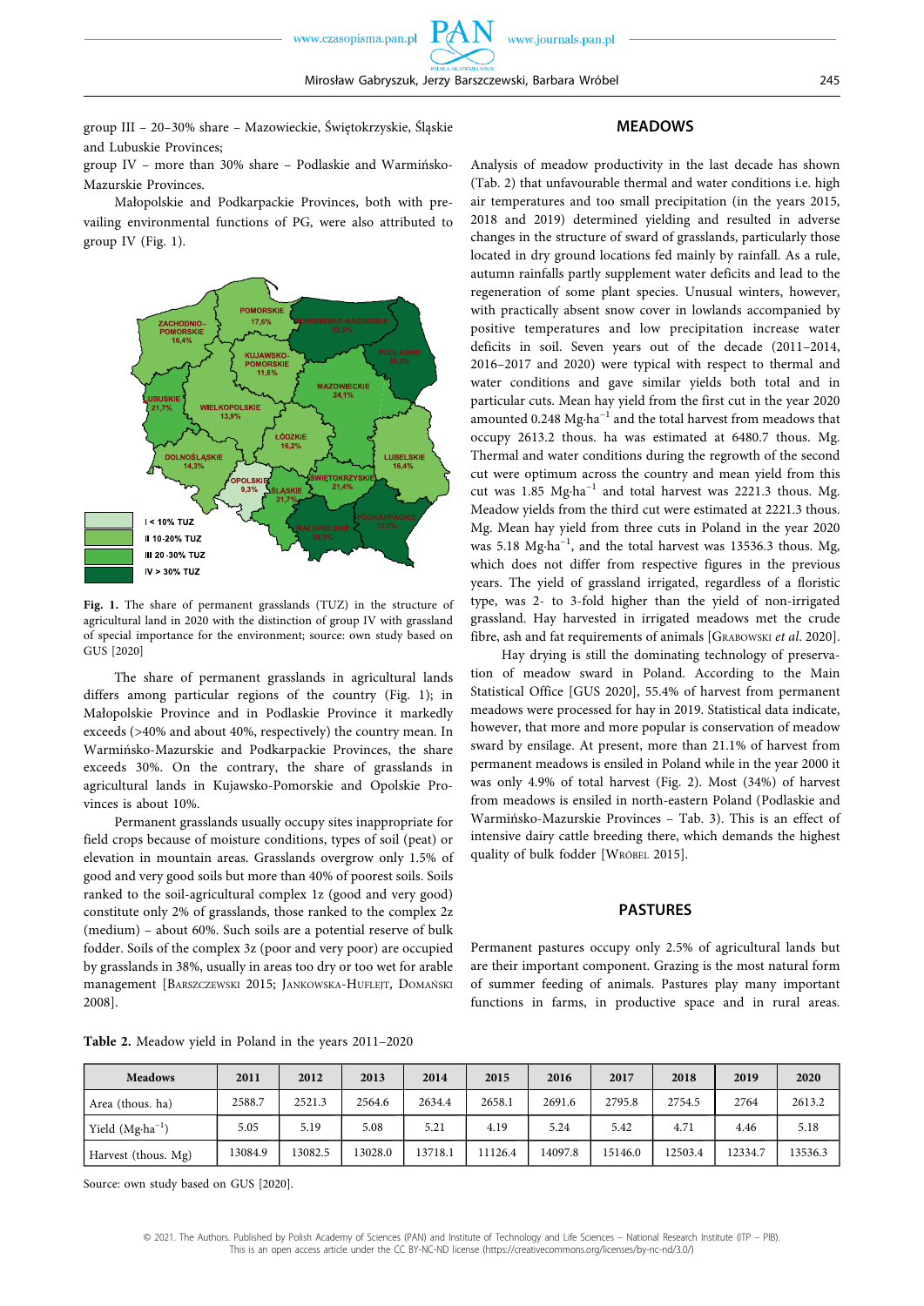group III – 20–30% share – Mazowieckie, Świętokrzyskie, Śląskie and Lubuskie Provinces;

group IV – more than 30% share – Podlaskie and Warmińsko-Mazurskie Provinces.

Małopolskie and Podkarpackie Provinces, both with prevailing environmental functions of PG, were also attributed to group IV (Fig. 1).

**Fig. 1.** The share of permanent grasslands (TUZ) in the structure of agricultural land in 2020 with the distinction of group IV with grassland of special importance for the environment; source: own study based on GUS [2020]

The share of permanent grasslands in agricultural lands differs among particular regions of the country (Fig. 1); in Małopolskie Province and in Podlaskie Province it markedly exceeds (>40% and about 40%, respectively) the country mean. In Warmińsko-Mazurskie and Podkarpackie Provinces, the share exceeds 30%. On the contrary, the share of grasslands in agricultural lands in Kujawsko-Pomorskie and Opolskie Provinces is about 10%.

Permanent grasslands usually occupy sites inappropriate for field crops because of moisture conditions, types of soil (peat) or elevation in mountain areas. Grasslands overgrow only 1.5% of good and very good soils but more than 40% of poorest soils. Soils ranked to the soil-agricultural complex 1z (good and very good) constitute only 2% of grasslands, those ranked to the complex 2z (medium) – about 60%. Such soils are a potential reserve of bulk fodder. Soils of the complex 3z (poor and very poor) are occupied by grasslands in 38%, usually in areas too dry or too wet for arable management [Barszczewski 2015; Jankowska-Huflejt, Domański 2008].

## MEADOWS

Analysis of meadow productivity in the last decade has shown (Tab. 2) that unfavourable thermal and water conditions i.e. high air temperatures and too small precipitation (in the years 2015, 2018 and 2019) determined yielding and resulted in adverse changes in the structure of sward of grasslands, particularly those located in dry ground locations fed mainly by rainfall. As a rule, autumn rainfalls partly supplement water deficits and lead to the regeneration of some plant species. Unusual winters, however, with practically absent snow cover in lowlands accompanied by positive temperatures and low precipitation increase water deficits in soil. Seven years out of the decade (2011–2014, 2016–2017 and 2020) were typical with respect to thermal and water conditions and gave similar yields both total and in particular cuts. Mean hay yield from the first cut in the year 2020 amounted 0.248 Mg·ha$^{-1}$ and the total harvest from meadows that occupy 2613.2 thous. ha was estimated at 6480.7 thous. Mg. Thermal and water conditions during the regrowth of the second cut were optimum across the country and mean yield from this cut was 1.85 Mg·ha$^{-1}$ and total harvest was 2221.3 thous. Mg. Meadow yields from the third cut were estimated at 2221.3 thous. Mg. Mean hay yield from three cuts in Poland in the year 2020 was 5.18 Mg·ha$^{-1}$, and the total harvest was 13536.3 thous. Mg, which does not differ from respective figures in the previous years. The yield of grassland irrigated, regardless of a floristic type, was 2- to 3-fold higher than the yield of non-irrigated grassland. Hay harvested in irrigated meadows met the crude fibre, ash and fat requirements of animals [Grabowski *et al.* 2020].

Hay drying is still the dominating technology of preservation of meadow sward in Poland. According to the Main Statistical Office [GUS 2020], 55.4% of harvest from permanent meadows were processed for hay in 2019. Statistical data indicate, however, that more and more popular is conservation of meadow sward by ensilage. At present, more than 21.1% of harvest from permanent meadows is ensiled in Poland while in the year 2000 it was only 4.9% of total harvest (Fig. 2). Most (34%) of harvest from meadows is ensiled in north-eastern Poland (Podlaskie and Warmińsko-Mazurskie Provinces – Tab. 3). This is an effect of intensive dairy cattle breeding there, which demands the highest quality of bulk fodder [Wróbel 2015].

## PASTURES

Permanent pastures occupy only 2.5% of agricultural lands but are their important component. Grazing is the most natural form of summer feeding of animals. Pastures play many important functions in farms, in productive space and in rural areas.

**Table 2.** Meadow yield in Poland in the years 2011–2020

| Meadows | 2011 | 2012 | 2013 | 2014 | 2015 | 2016 | 2017 | 2018 | 2019 | 2020 |
|---|---|---|---|---|---|---|---|---|---|---|
| Area (thous. ha) | 2588.7 | 2521.3 | 2564.6 | 2634.4 | 2658.1 | 2691.6 | 2795.8 | 2754.5 | 2764 | 2613.2 |
| Yield (Mg·ha$^{-1}$) | 5.05 | 5.19 | 5.08 | 5.21 | 4.19 | 5.24 | 5.42 | 4.71 | 4.46 | 5.18 |
| Harvest (thous. Mg) | 13084.9 | 13082.5 | 13028.0 | 13718.1 | 11126.4 | 14097.8 | 15146.0 | 12503.4 | 12334.7 | 13536.3 |

Source: own study based on GUS [2020].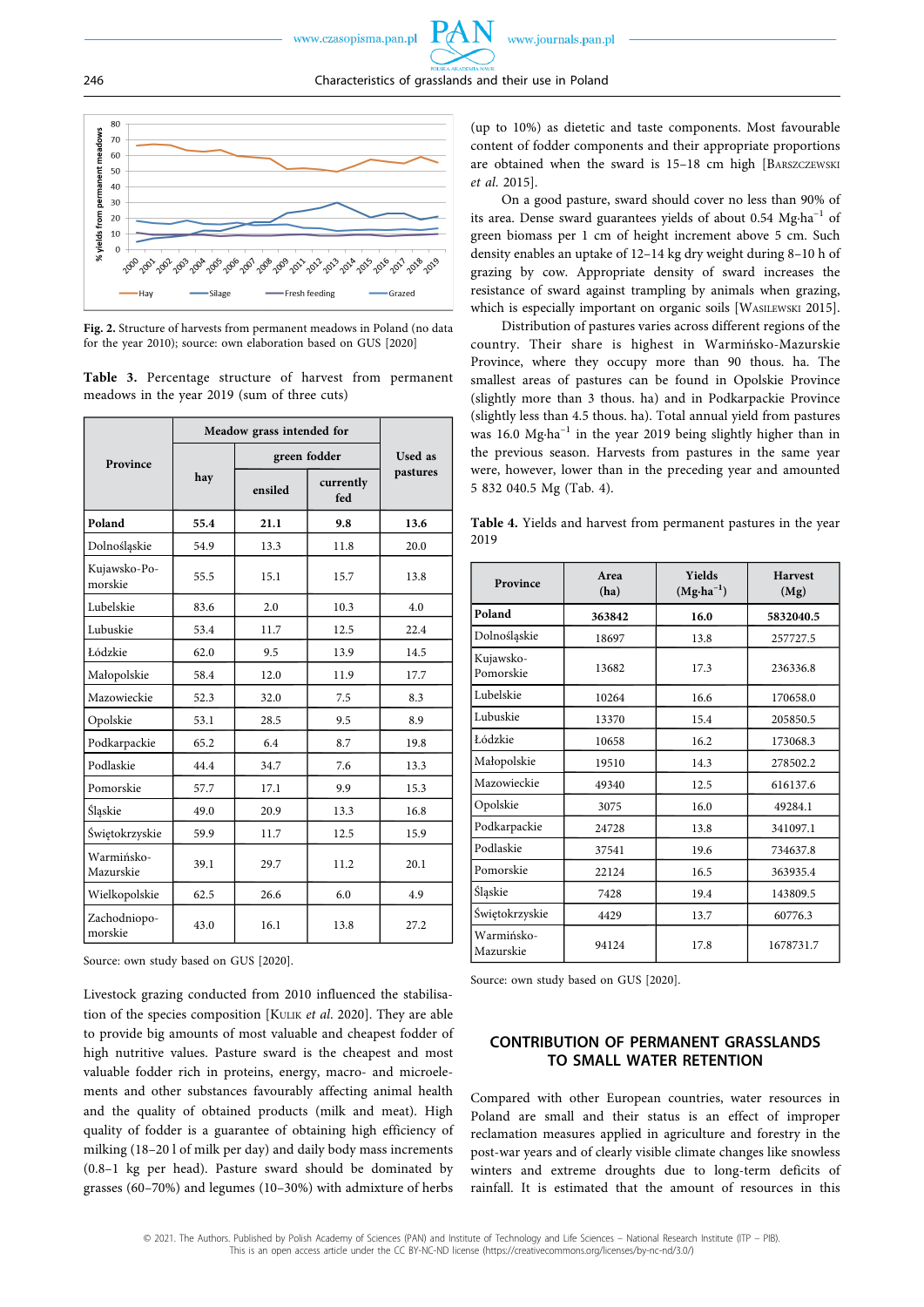Fig. 2. Structure of harvests from permanent meadows in Poland (no data for the year 2010); source: own elaboration based on GUS [2020]

Table 3. Percentage structure of harvest from permanent meadows in the year 2019 (sum of three cuts)

| Province | Meadow grass intended for | | | Used as pastures |
|---|---|---|---|---|
| | hay | green fodder | | |
| | | ensiled | currently fed | |
| **Poland** | **55.4** | **21.1** | **9.8** | **13.6** |
| Dolnośląskie | 54.9 | 13.3 | 11.8 | 20.0 |
| Kujawsko-Pomorskie | 55.5 | 15.1 | 15.7 | 13.8 |
| Lubelskie | 83.6 | 2.0 | 10.3 | 4.0 |
| Lubuskie | 53.4 | 11.7 | 12.5 | 22.4 |
| Łódzkie | 62.0 | 9.5 | 13.9 | 14.5 |
| Małopolskie | 58.4 | 12.0 | 11.9 | 17.7 |
| Mazowieckie | 52.3 | 32.0 | 7.5 | 8.3 |
| Opolskie | 53.1 | 28.5 | 9.5 | 8.9 |
| Podkarpackie | 65.2 | 6.4 | 8.7 | 19.8 |
| Podlaskie | 44.4 | 34.7 | 7.6 | 13.3 |
| Pomorskie | 57.7 | 17.1 | 9.9 | 15.3 |
| Śląskie | 49.0 | 20.9 | 13.3 | 16.8 |
| Świętokrzyskie | 59.9 | 11.7 | 12.5 | 15.9 |
| Warmińsko-Mazurskie | 39.1 | 29.7 | 11.2 | 20.1 |
| Wielkopolskie | 62.5 | 26.6 | 6.0 | 4.9 |
| Zachodniopomorskie | 43.0 | 16.1 | 13.8 | 27.2 |

Source: own study based on GUS [2020].

Livestock grazing conducted from 2010 influenced the stabilisation of the species composition [KULIK *et al.* 2020]. They are able to provide big amounts of most valuable and cheapest fodder of high nutritive values. Pasture sward is the cheapest and most valuable fodder rich in proteins, energy, macro- and microelements and other substances favourably affecting animal health and the quality of obtained products (milk and meat). High quality of fodder is a guarantee of obtaining high efficiency of milking (18–20 l of milk per day) and daily body mass increments (0.8–1 kg per head). Pasture sward should be dominated by grasses (60–70%) and legumes (10–30%) with admixture of herbs (up to 10%) as dietetic and taste components. Most favourable content of fodder components and their appropriate proportions are obtained when the sward is 15–18 cm high [BARSZCZEWSKI *et al.* 2015].

On a good pasture, sward should cover no less than 90% of its area. Dense sward guarantees yields of about 0.54 $Mg \cdot ha^{-1}$ of green biomass per 1 cm of height increment above 5 cm. Such density enables an uptake of 12–14 kg dry weight during 8–10 h of grazing by cow. Appropriate density of sward increases the resistance of sward against trampling by animals when grazing, which is especially important on organic soils [WASILEWSKI 2015].

Distribution of pastures varies across different regions of the country. Their share is highest in Warmińsko-Mazurskie Province, where they occupy more than 90 thous. ha. The smallest areas of pastures can be found in Opolskie Province (slightly more than 3 thous. ha) and in Podkarpackie Province (slightly less than 4.5 thous. ha). Total annual yield from pastures was 16.0 $Mg \cdot ha^{-1}$ in the year 2019 being slightly higher than in the previous season. Harvests from pastures in the same year were, however, lower than in the preceding year and amounted 5 832 040.5 Mg (Tab. 4).

Table 4. Yields and harvest from permanent pastures in the year 2019

| Province | Area (ha) | Yields ($Mg \cdot ha^{-1}$) | Harvest (Mg) |
|---|---|---|---|
| **Poland** | **363842** | **16.0** | **5832040.5** |
| Dolnośląskie | 18697 | 13.8 | 257727.5 |
| Kujawsko-Pomorskie | 13682 | 17.3 | 236336.8 |
| Lubelskie | 10264 | 16.6 | 170658.0 |
| Lubuskie | 13370 | 15.4 | 205850.5 |
| Łódzkie | 10658 | 16.2 | 173068.3 |
| Małopolskie | 19510 | 14.3 | 278502.2 |
| Mazowieckie | 49340 | 12.5 | 616137.6 |
| Opolskie | 3075 | 16.0 | 49284.1 |
| Podkarpackie | 24728 | 13.8 | 341097.1 |
| Podlaskie | 37541 | 19.6 | 734637.8 |
| Pomorskie | 22124 | 16.5 | 363935.4 |
| Śląskie | 7428 | 19.4 | 143809.5 |
| Świętokrzyskie | 4429 | 13.7 | 60776.3 |
| Warmińsko-Mazurskie | 94124 | 17.8 | 1678731.7 |

Source: own study based on GUS [2020].

## CONTRIBUTION OF PERMANENT GRASSLANDS TO SMALL WATER RETENTION

Compared with other European countries, water resources in Poland are small and their status is an effect of improper reclamation measures applied in agriculture and forestry in the post-war years and of clearly visible climate changes like snowless winters and extreme droughts due to long-term deficits of rainfall. It is estimated that the amount of resources in this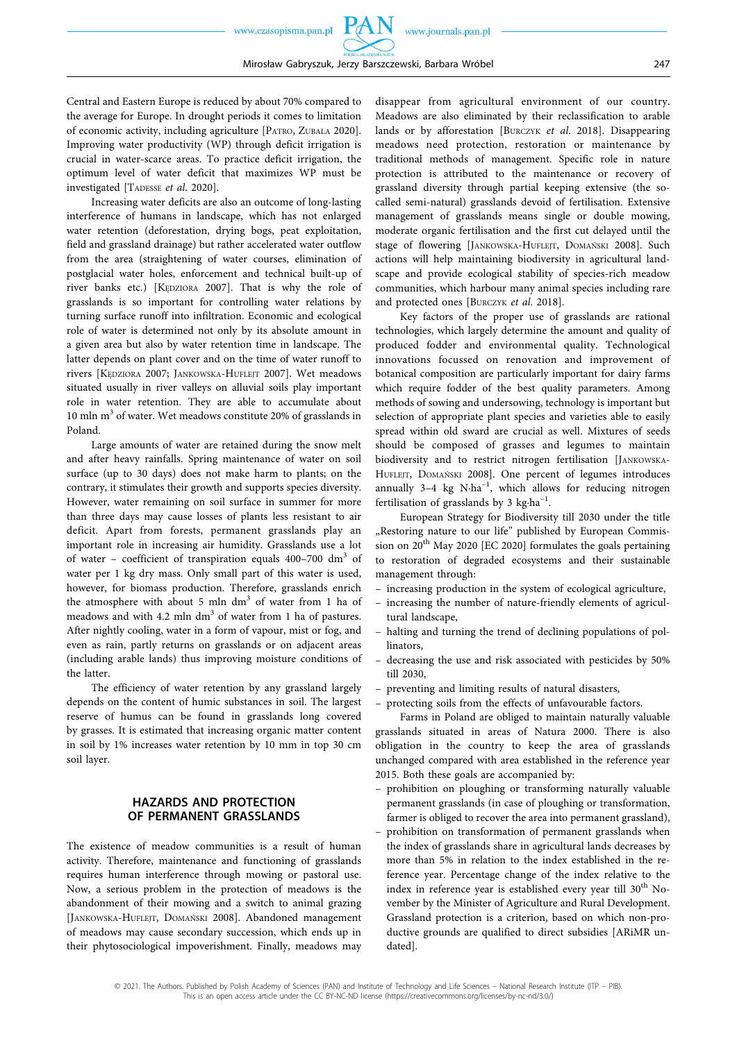Central and Eastern Europe is reduced by about 70% compared to the average for Europe. In drought periods it comes to limitation of economic activity, including agriculture [PATRO, ZUBALA 2020]. Improving water productivity (WP) through deficit irrigation is crucial in water-scarce areas. To practice deficit irrigation, the optimum level of water deficit that maximizes WP must be investigated [TADESSE *et al.* 2020].

Increasing water deficits are also an outcome of long-lasting interference of humans in landscape, which has not enlarged water retention (deforestation, drying bogs, peat exploitation, field and grassland drainage) but rather accelerated water outflow from the area (straightening of water courses, elimination of postglacial water holes, enforcement and technical built-up of river banks etc.) [KĘDZIORA 2007]. That is why the role of grasslands is so important for controlling water relations by turning surface runoff into infiltration. Economic and ecological role of water is determined not only by its absolute amount in a given area but also by water retention time in landscape. The latter depends on plant cover and on the time of water runoff to rivers [KĘDZIORA 2007; JANKOWSKA-HUFLEJT 2007]. Wet meadows situated usually in river valleys on alluvial soils play important role in water retention. They are able to accumulate about 10 mln $m^3$ of water. Wet meadows constitute 20% of grasslands in Poland.

Large amounts of water are retained during the snow melt and after heavy rainfalls. Spring maintenance of water on soil surface (up to 30 days) does not make harm to plants; on the contrary, it stimulates their growth and supports species diversity. However, water remaining on soil surface in summer for more than three days may cause losses of plants less resistant to air deficit. Apart from forests, permanent grasslands play an important role in increasing air humidity. Grasslands use a lot of water – coefficient of transpiration equals 400–700 $dm^3$ of water per 1 kg dry mass. Only small part of this water is used, however, for biomass production. Therefore, grasslands enrich the atmosphere with about 5 mln $dm^3$ of water from 1 ha of meadows and with 4.2 mln $dm^3$ of water from 1 ha of pastures. After nightly cooling, water in a form of vapour, mist or fog, and even as rain, partly returns on grasslands or on adjacent areas (including arable lands) thus improving moisture conditions of the latter.

The efficiency of water retention by any grassland largely depends on the content of humic substances in soil. The largest reserve of humus can be found in grasslands long covered by grasses. It is estimated that increasing organic matter content in soil by 1% increases water retention by 10 mm in top 30 cm soil layer.

## HAZARDS AND PROTECTION OF PERMANENT GRASSLANDS

The existence of meadow communities is a result of human activity. Therefore, maintenance and functioning of grasslands requires human interference through mowing or pastoral use. Now, a serious problem in the protection of meadows is the abandonment of their mowing and a switch to animal grazing [JANKOWSKA-HUFLEJT, DOMAŃSKI 2008]. Abandoned management of meadows may cause secondary succession, which ends up in their phytosociological impoverishment. Finally, meadows may disappear from agricultural environment of our country. Meadows are also eliminated by their reclassification to arable lands or by afforestation [BURCZYK *et al.* 2018]. Disappearing meadows need protection, restoration or maintenance by traditional methods of management. Specific role in nature protection is attributed to the maintenance or recovery of grassland diversity through partial keeping extensive (the so-called semi-natural) grasslands devoid of fertilisation. Extensive management of grasslands means single or double mowing, moderate organic fertilisation and the first cut delayed until the stage of flowering [JANKOWSKA-HUFLEJT, DOMAŃSKI 2008]. Such actions will help maintaining biodiversity in agricultural landscape and provide ecological stability of species-rich meadow communities, which harbour many animal species including rare and protected ones [BURCZYK *et al.* 2018].

Key factors of the proper use of grasslands are rational technologies, which largely determine the amount and quality of produced fodder and environmental quality. Technological innovations focussed on renovation and improvement of botanical composition are particularly important for dairy farms which require fodder of the best quality parameters. Among methods of sowing and undersowing, technology is important but selection of appropriate plant species and varieties able to easily spread within old sward are crucial as well. Mixtures of seeds should be composed of grasses and legumes to maintain biodiversity and to restrict nitrogen fertilisation [JANKOWSKA-HUFLEJT, DOMAŃSKI 2008]. One percent of legumes introduces annually 3–4 kg N·$ha^{-1}$, which allows for reducing nitrogen fertilisation of grasslands by 3 kg·$ha^{-1}$.

European Strategy for Biodiversity till 2030 under the title „Restoring nature to our life" published by European Commission on 20th May 2020 [EC 2020] formulates the goals pertaining to restoration of degraded ecosystems and their sustainable management through:

- increasing production in the system of ecological agriculture,
- increasing the number of nature-friendly elements of agricultural landscape,
- halting and turning the trend of declining populations of pollinators,
- decreasing the use and risk associated with pesticides by 50% till 2030,
- preventing and limiting results of natural disasters,
- protecting soils from the effects of unfavourable factors.

Farms in Poland are obliged to maintain naturally valuable grasslands situated in areas of Natura 2000. There is also obligation in the country to keep the area of grasslands unchanged compared with area established in the reference year 2015. Both these goals are accompanied by:

- prohibition on ploughing or transforming naturally valuable permanent grasslands (in case of ploughing or transformation, farmer is obliged to recover the area into permanent grassland),
- prohibition on transformation of permanent grasslands when the index of grasslands share in agricultural lands decreases by more than 5% in relation to the index established in the reference year. Percentage change of the index relative to the index in reference year is established every year till 30th November by the Minister of Agriculture and Rural Development. Grassland protection is a criterion, based on which non-productive grounds are qualified to direct subsidies [ARiMR undated].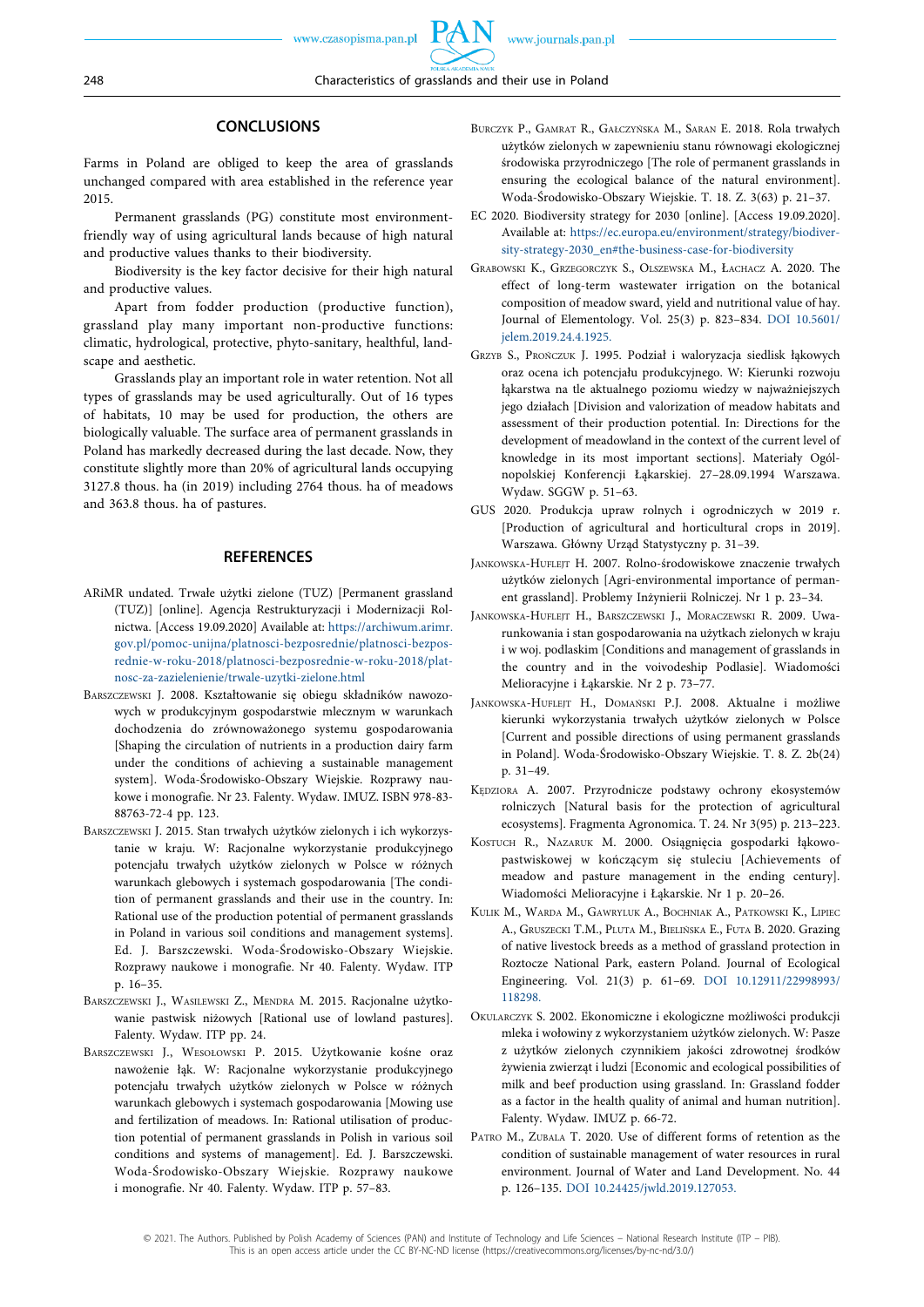## CONCLUSIONS

Farms in Poland are obliged to keep the area of grasslands unchanged compared with area established in the reference year 2015.

Permanent grasslands (PG) constitute most environment-friendly way of using agricultural lands because of high natural and productive values thanks to their biodiversity.

Biodiversity is the key factor decisive for their high natural and productive values.

Apart from fodder production (productive function), grassland play many important non-productive functions: climatic, hydrological, protective, phyto-sanitary, healthful, landscape and aesthetic.

Grasslands play an important role in water retention. Not all types of grasslands may be used agriculturally. Out of 16 types of habitats, 10 may be used for production, the others are biologically valuable. The surface area of permanent grasslands in Poland has markedly decreased during the last decade. Now, they constitute slightly more than 20% of agricultural lands occupying 3127.8 thous. ha (in 2019) including 2764 thous. ha of meadows and 363.8 thous. ha of pastures.

## REFERENCES

ARiMR undated. Trwałe użytki zielone (TUZ) [Permanent grassland (TUZ)] [online]. Agencja Restrukturyzacji i Modernizacji Rolnictwa. [Access 19.09.2020] Available at: https://archiwum.arimr.gov.pl/pomoc-unijna/platnosci-bezposrednie/platnosci-bezposrednie-w-roku-2018/platnosci-bezposrednie-w-roku-2018/platnosc-za-zazielenienie/trwale-uzytki-zielone.html

Barszczewski J. 2008. Kształtowanie się obiegu składników nawozowych w produkcyjnym gospodarstwie mlecznym w warunkach dochodzenia do zrównoważonego systemu gospodarowania [Shaping the circulation of nutrients in a production dairy farm under the conditions of achieving a sustainable management system]. Woda-Środowisko-Obszary Wiejskie. Rozprawy naukowe i monografie. Nr 23. Falenty. Wydaw. IMUZ. ISBN 978-83-88763-72-4 pp. 123.

Barszczewski J. 2015. Stan trwałych użytków zielonych i ich wykorzystanie w kraju. W: Racjonalne wykorzystanie produkcyjnego potencjału trwałych użytków zielonych w Polsce w różnych warunkach glebowych i systemach gospodarowania [The condition of permanent grasslands and their use in the country. In: Rational use of the production potential of permanent grasslands in Poland in various soil conditions and management systems]. Ed. J. Barszczewski. Woda-Środowisko-Obszary Wiejskie. Rozprawy naukowe i monografie. Nr 40. Falenty. Wydaw. ITP p. 16–35.

Barszczewski J., Wasilewski Z., Mendra M. 2015. Racjonalne użytkowanie pastwisk niżowych [Rational use of lowland pastures]. Falenty. Wydaw. ITP pp. 24.

Barszczewski J., Wesołowski P. 2015. Użytkowanie kośne oraz nawożenie łąk. W: Racjonalne wykorzystanie produkcyjnego potencjału trwałych użytków zielonych w Polsce w różnych warunkach glebowych i systemach gospodarowania [Mowing use and fertilization of meadows. In: Rational utilisation of production potential of permanent grasslands in Polish in various soil conditions and systems of management]. Ed. J. Barszczewski. Woda-Środowisko-Obszary Wiejskie. Rozprawy naukowe i monografie. Nr 40. Falenty. Wydaw. ITP p. 57–83.

Burczyk P., Gamrat R., Gałczyńska M., Saran E. 2018. Rola trwałych użytków zielonych w zapewnieniu stanu równowagi ekologicznej środowiska przyrodniczego [The role of permanent grasslands in ensuring the ecological balance of the natural environment]. Woda-Środowisko-Obszary Wiejskie. T. 18. Z. 3(63) p. 21–37.

EC 2020. Biodiversity strategy for 2030 [online]. [Access 19.09.2020]. Available at: https://ec.europa.eu/environment/strategy/biodiversity-strategy-2030_en#the-business-case-for-biodiversity

Grabowski K., Grzegorczyk S., Olszewska M., Łachacz A. 2020. The effect of long-term wastewater irrigation on the botanical composition of meadow sward, yield and nutritional value of hay. Journal of Elementology. Vol. 25(3) p. 823–834. DOI 10.5601/jelem.2019.24.4.1925.

Grzyb S., Prończuk J. 1995. Podział i waloryzacja siedlisk łąkowych oraz ocena ich potencjału produkcyjnego. W: Kierunki rozwoju łąkarstwa na tle aktualnego poziomu wiedzy w najważniejszych jego działach [Division and valorization of meadow habitats and assessment of their production potential. In: Directions for the development of meadowland in the context of the current level of knowledge in its most important sections]. Materiały Ogólnopolskiej Konferencji Łąkarskiej. 27–28.09.1994 Warszawa. Wydaw. SGGW p. 51–63.

GUS 2020. Produkcja upraw rolnych i ogrodniczych w 2019 r. [Production of agricultural and horticultural crops in 2019]. Warszawa. Główny Urząd Statystyczny p. 31–39.

Jankowska-Huflejt H. 2007. Rolno-środowiskowe znaczenie trwałych użytków zielonych [Agri-environmental importance of permanent grassland]. Problemy Inżynierii Rolniczej. Nr 1 p. 23–34.

Jankowska-Huflejt H., Barszczewski J., Moraczewski R. 2009. Uwarunkowania i stan gospodarowania na użytkach zielonych w kraju i w woj. podlaskim [Conditions and management of grasslands in the country and in the voivodeship Podlasie]. Wiadomości Melioracyjne i Łąkarskie. Nr 2 p. 73–77.

Jankowska-Huflejt H., Domański P.J. 2008. Aktualne i możliwe kierunki wykorzystania trwałych użytków zielonych w Polsce [Current and possible directions of using permanent grasslands in Poland]. Woda-Środowisko-Obszary Wiejskie. T. 8. Z. 2b(24) p. 31–49.

Kędziora A. 2007. Przyrodnicze podstawy ochrony ekosystemów rolniczych [Natural basis for the protection of agricultural ecosystems]. Fragmenta Agronomica. T. 24. Nr 3(95) p. 213–223.

Kostuch R., Nazaruk M. 2000. Osiągnięcia gospodarki łąkowo-pastwiskowej w kończącym się stuleciu [Achievements of meadow and pasture management in the ending century]. Wiadomości Melioracyjne i Łąkarskie. Nr 1 p. 20–26.

Kulik M., Warda M., Gawryluk A., Bochniak A., Patkowski K., Lipiec A., Gruszecki T.M., Pluta M., Bielińska E., Futa B. 2020. Grazing of native livestock breeds as a method of grassland protection in Roztocze National Park, eastern Poland. Journal of Ecological Engineering. Vol. 21(3) p. 61–69. DOI 10.12911/22998993/118298.

Okularczyk S. 2002. Ekonomiczne i ekologiczne możliwości produkcji mleka i wołowiny z wykorzystaniem użytków zielonych. W: Pasze z użytków zielonych czynnikiem jakości zdrowotnej środków żywienia zwierząt i ludzi [Economic and ecological possibilities of milk and beef production using grassland. In: Grassland fodder as a factor in the health quality of animal and human nutrition]. Falenty. Wydaw. IMUZ p. 66-72.

Patro M., Zubala T. 2020. Use of different forms of retention as the condition of sustainable management of water resources in rural environment. Journal of Water and Land Development. No. 44 p. 126–135. DOI 10.24425/jwld.2019.127053.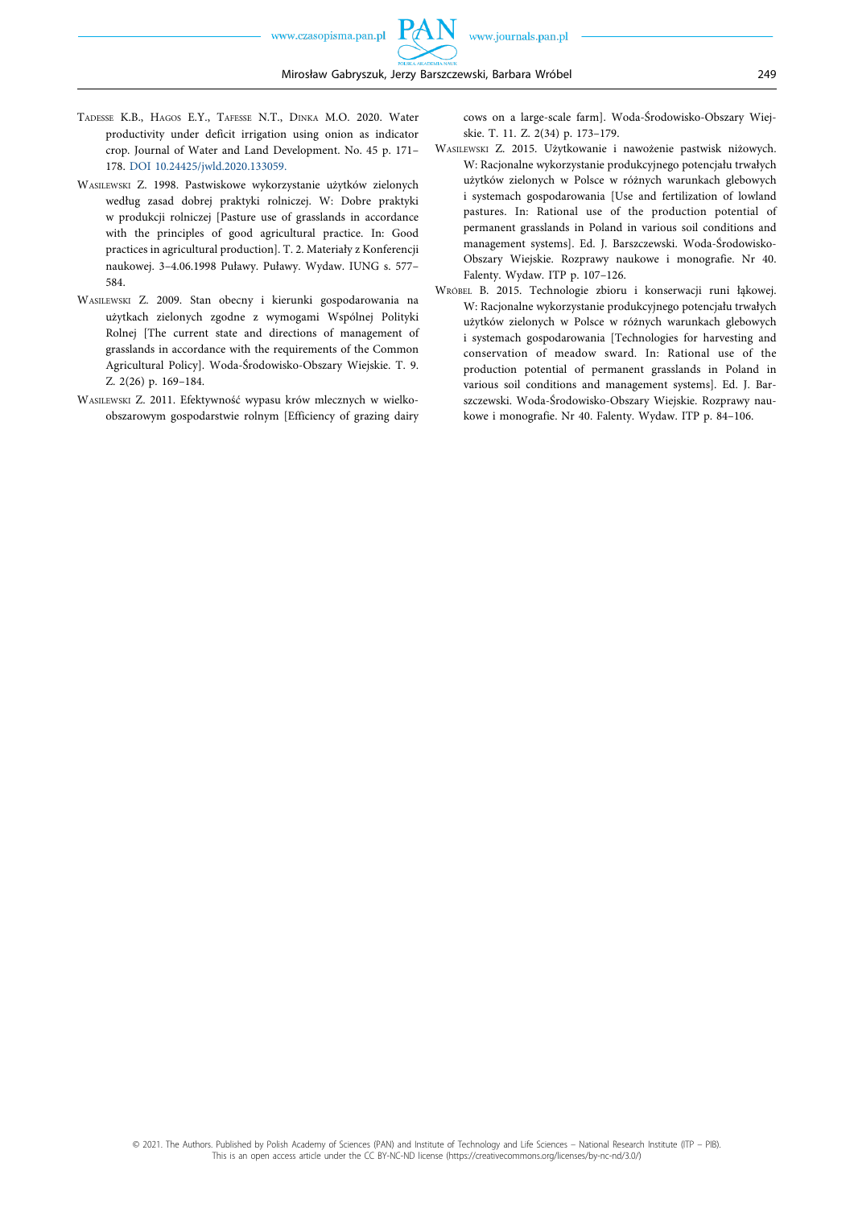TADESSE K.B., HAGOS E.Y., TAFESSE N.T., DINKA M.O. 2020. Water productivity under deficit irrigation using onion as indicator crop. Journal of Water and Land Development. No. 45 p. 171–178. DOI 10.24425/jwld.2020.133059.

WASILEWSKI Z. 1998. Pastwiskowe wykorzystanie użytków zielonych według zasad dobrej praktyki rolniczej. W: Dobre praktyki w produkcji rolniczej [Pasture use of grasslands in accordance with the principles of good agricultural practice. In: Good practices in agricultural production]. T. 2. Materiały z Konferencji naukowej. 3–4.06.1998 Puławy. Puławy. Wydaw. IUNG s. 577–584.

WASILEWSKI Z. 2009. Stan obecny i kierunki gospodarowania na użytkach zielonych zgodne z wymogami Wspólnej Polityki Rolnej [The current state and directions of management of grasslands in accordance with the requirements of the Common Agricultural Policy]. Woda-Środowisko-Obszary Wiejskie. T. 9. Z. 2(26) p. 169–184.

WASILEWSKI Z. 2011. Efektywność wypasu krów mlecznych w wielkoobszarowym gospodarstwie rolnym [Efficiency of grazing dairy cows on a large-scale farm]. Woda-Środowisko-Obszary Wiejskie. T. 11. Z. 2(34) p. 173–179.

WASILEWSKI Z. 2015. Użytkowanie i nawożenie pastwisk niżowych. W: Racjonalne wykorzystanie produkcyjnego potencjału trwałych użytków zielonych w Polsce w różnych warunkach glebowych i systemach gospodarowania [Use and fertilization of lowland pastures. In: Rational use of the production potential of permanent grasslands in Poland in various soil conditions and management systems]. Ed. J. Barszczewski. Woda-Środowisko-Obszary Wiejskie. Rozprawy naukowe i monografie. Nr 40. Falenty. Wydaw. ITP p. 107–126.

WRÓBEL B. 2015. Technologie zbioru i konserwacji runi łąkowej. W: Racjonalne wykorzystanie produkcyjnego potencjału trwałych użytków zielonych w Polsce w różnych warunkach glebowych i systemach gospodarowania [Technologies for harvesting and conservation of meadow sward. In: Rational use of the production potential of permanent grasslands in Poland in various soil conditions and management systems]. Ed. J. Barszczewski. Woda-Środowisko-Obszary Wiejskie. Rozprawy naukowe i monografie. Nr 40. Falenty. Wydaw. ITP p. 84–106.

© 2021. The Authors. Published by Polish Academy of Sciences (PAN) and Institute of Technology and Life Sciences – National Research Institute (ITP – PIB). This is an open access article under the CC BY-NC-ND license (https://creativecommons.org/licenses/by-nc-nd/3.0/)